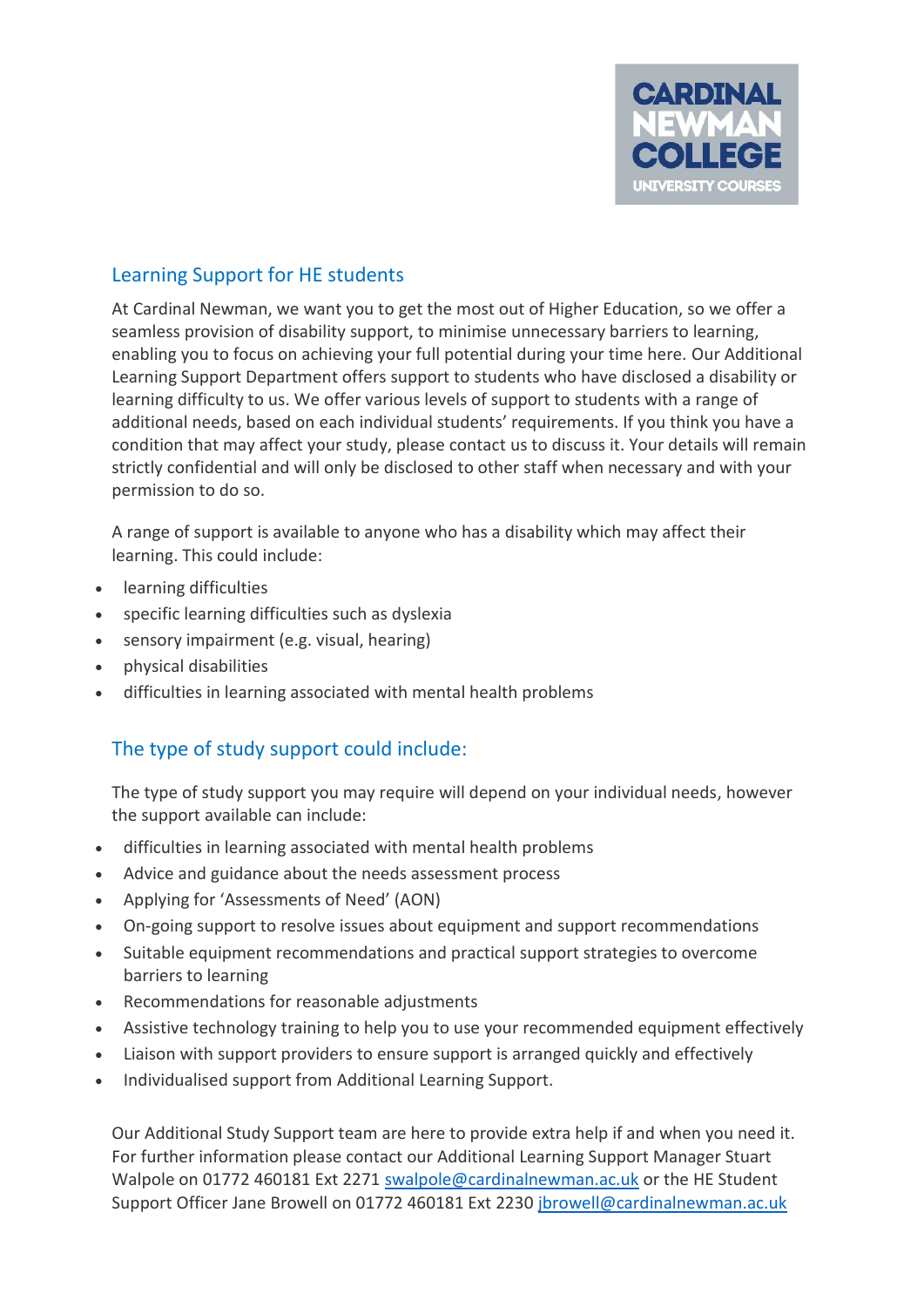CARDINAL NEWMAN COLLEGE
UNIVERSITY COURSES

## Learning Support for HE students

At Cardinal Newman, we want you to get the most out of Higher Education, so we offer a seamless provision of disability support, to minimise unnecessary barriers to learning, enabling you to focus on achieving your full potential during your time here. Our Additional Learning Support Department offers support to students who have disclosed a disability or learning difficulty to us. We offer various levels of support to students with a range of additional needs, based on each individual students' requirements. If you think you have a condition that may affect your study, please contact us to discuss it. Your details will remain strictly confidential and will only be disclosed to other staff when necessary and with your permission to do so.

A range of support is available to anyone who has a disability which may affect their learning. This could include:

- learning difficulties
- specific learning difficulties such as dyslexia
- sensory impairment (e.g. visual, hearing)
- physical disabilities
- difficulties in learning associated with mental health problems

## The type of study support could include:

The type of study support you may require will depend on your individual needs, however the support available can include:

- difficulties in learning associated with mental health problems
- Advice and guidance about the needs assessment process
- Applying for 'Assessments of Need' (AON)
- On-going support to resolve issues about equipment and support recommendations
- Suitable equipment recommendations and practical support strategies to overcome barriers to learning
- Recommendations for reasonable adjustments
- Assistive technology training to help you to use your recommended equipment effectively
- Liaison with support providers to ensure support is arranged quickly and effectively
- Individualised support from Additional Learning Support.

Our Additional Study Support team are here to provide extra help if and when you need it. For further information please contact our Additional Learning Support Manager Stuart Walpole on 01772 460181 Ext 2271 swalpole@cardinalnewman.ac.uk or the HE Student Support Officer Jane Browell on 01772 460181 Ext 2230 jbrowell@cardinalnewman.ac.uk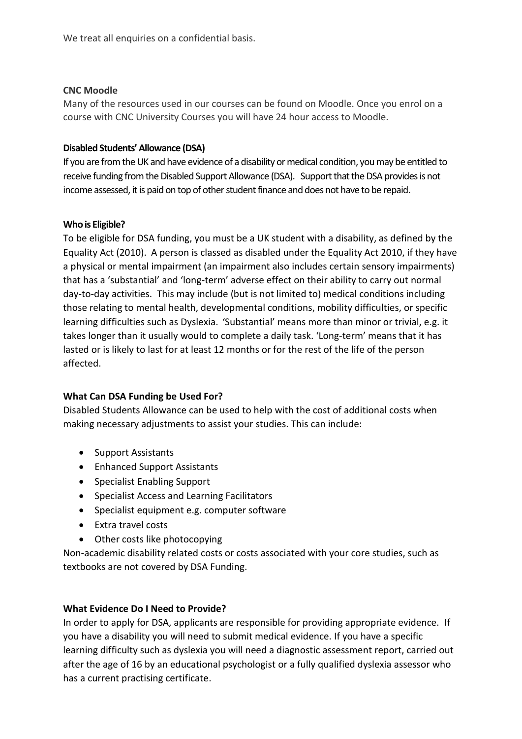We treat all enquiries on a confidential basis.

**CNC Moodle**

Many of the resources used in our courses can be found on Moodle. Once you enrol on a course with CNC University Courses you will have 24 hour access to Moodle.

**Disabled Students' Allowance (DSA)**

If you are from the UK and have evidence of a disability or medical condition, you may be entitled to receive funding from the Disabled Support Allowance (DSA). Support that the DSA provides is not income assessed, it is paid on top of other student finance and does not have to be repaid.

**Who is Eligible?**

To be eligible for DSA funding, you must be a UK student with a disability, as defined by the Equality Act (2010). A person is classed as disabled under the Equality Act 2010, if they have a physical or mental impairment (an impairment also includes certain sensory impairments) that has a 'substantial' and 'long-term' adverse effect on their ability to carry out normal day-to-day activities. This may include (but is not limited to) medical conditions including those relating to mental health, developmental conditions, mobility difficulties, or specific learning difficulties such as Dyslexia. 'Substantial' means more than minor or trivial, e.g. it takes longer than it usually would to complete a daily task. 'Long-term' means that it has lasted or is likely to last for at least 12 months or for the rest of the life of the person affected.

**What Can DSA Funding be Used For?**

Disabled Students Allowance can be used to help with the cost of additional costs when making necessary adjustments to assist your studies. This can include:

- Support Assistants
- Enhanced Support Assistants
- Specialist Enabling Support
- Specialist Access and Learning Facilitators
- Specialist equipment e.g. computer software
- Extra travel costs
- Other costs like photocopying

Non-academic disability related costs or costs associated with your core studies, such as textbooks are not covered by DSA Funding.

**What Evidence Do I Need to Provide?**

In order to apply for DSA, applicants are responsible for providing appropriate evidence. If you have a disability you will need to submit medical evidence. If you have a specific learning difficulty such as dyslexia you will need a diagnostic assessment report, carried out after the age of 16 by an educational psychologist or a fully qualified dyslexia assessor who has a current practising certificate.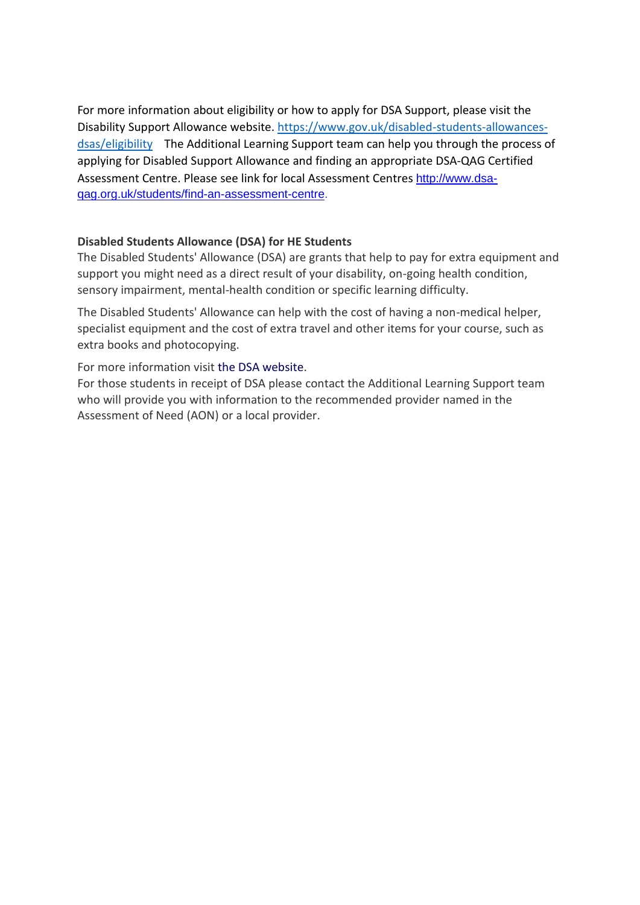For more information about eligibility or how to apply for DSA Support, please visit the Disability Support Allowance website. https://www.gov.uk/disabled-students-allowances-dsas/eligibility The Additional Learning Support team can help you through the process of applying for Disabled Support Allowance and finding an appropriate DSA-QAG Certified Assessment Centre. Please see link for local Assessment Centres http://www.dsa-qag.org.uk/students/find-an-assessment-centre.

**Disabled Students Allowance (DSA) for HE Students**

The Disabled Students' Allowance (DSA) are grants that help to pay for extra equipment and support you might need as a direct result of your disability, on-going health condition, sensory impairment, mental-health condition or specific learning difficulty.

The Disabled Students' Allowance can help with the cost of having a non-medical helper, specialist equipment and the cost of extra travel and other items for your course, such as extra books and photocopying.

For more information visit the DSA website.

For those students in receipt of DSA please contact the Additional Learning Support team who will provide you with information to the recommended provider named in the Assessment of Need (AON) or a local provider.